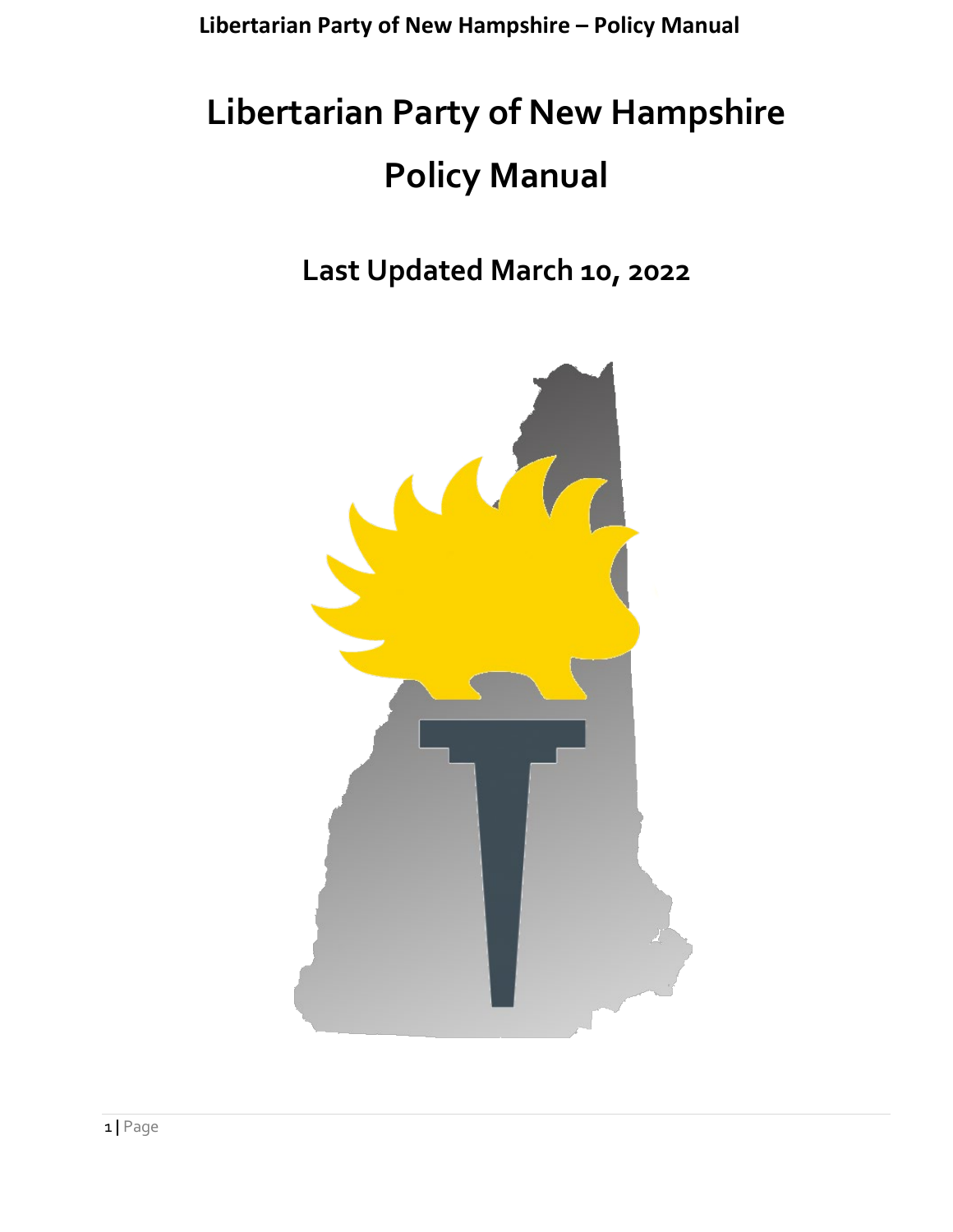# Libertarian Party of New Hampshire

# Policy Manual

## Last Updated March 10, 2022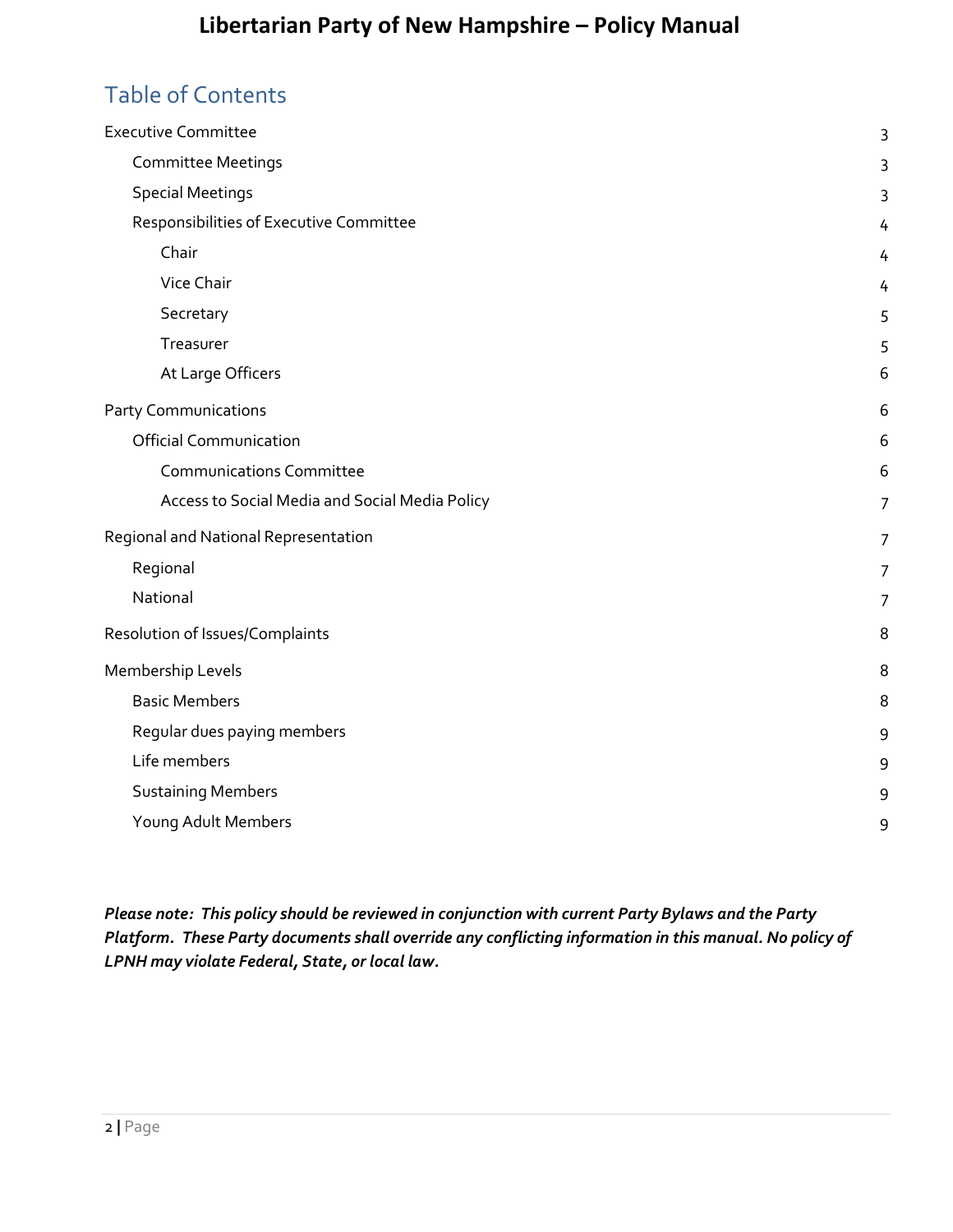# Libertarian Party of New Hampshire – Policy Manual

## Table of Contents

- Executive Committee 3
  - Committee Meetings 3
  - Special Meetings 3
  - Responsibilities of Executive Committee 4
    - Chair 4
    - Vice Chair 4
    - Secretary 5
    - Treasurer 5
    - At Large Officers 6
- Party Communications 6
  - Official Communication 6
    - Communications Committee 6
    - Access to Social Media and Social Media Policy 7
- Regional and National Representation 7
  - Regional 7
  - National 7
- Resolution of Issues/Complaints 8
- Membership Levels 8
  - Basic Members 8
  - Regular dues paying members 9
  - Life members 9
  - Sustaining Members 9
  - Young Adult Members 9

***Please note: This policy should be reviewed in conjunction with current Party Bylaws and the Party Platform. These Party documents shall override any conflicting information in this manual. No policy of LPNH may violate Federal, State, or local law.***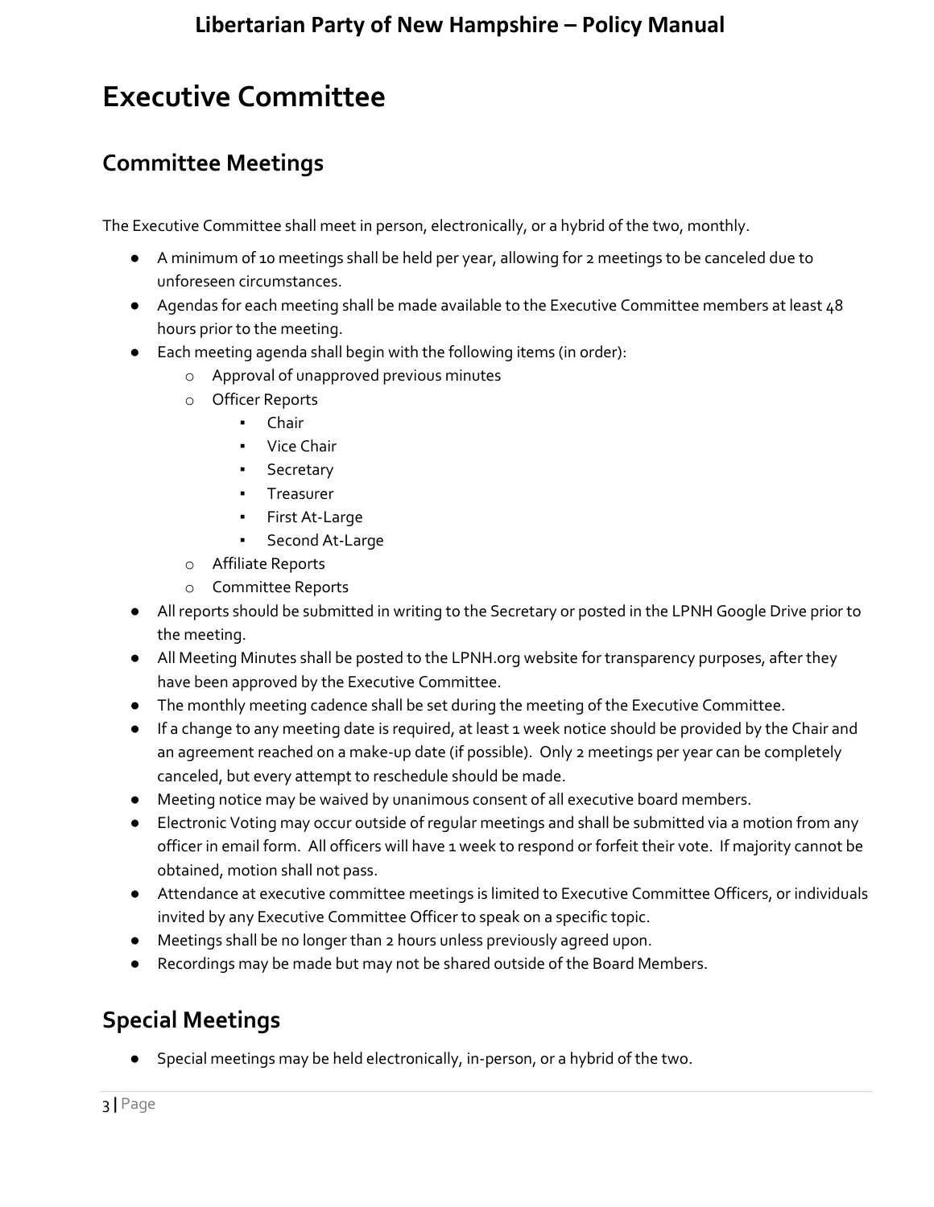# Executive Committee

## Committee Meetings

The Executive Committee shall meet in person, electronically, or a hybrid of the two, monthly.

- A minimum of 10 meetings shall be held per year, allowing for 2 meetings to be canceled due to unforeseen circumstances.
- Agendas for each meeting shall be made available to the Executive Committee members at least 48 hours prior to the meeting.
- Each meeting agenda shall begin with the following items (in order):
  - Approval of unapproved previous minutes
  - Officer Reports
    - Chair
    - Vice Chair
    - Secretary
    - Treasurer
    - First At-Large
    - Second At-Large
  - Affiliate Reports
  - Committee Reports
- All reports should be submitted in writing to the Secretary or posted in the LPNH Google Drive prior to the meeting.
- All Meeting Minutes shall be posted to the LPNH.org website for transparency purposes, after they have been approved by the Executive Committee.
- The monthly meeting cadence shall be set during the meeting of the Executive Committee.
- If a change to any meeting date is required, at least 1 week notice should be provided by the Chair and an agreement reached on a make-up date (if possible). Only 2 meetings per year can be completely canceled, but every attempt to reschedule should be made.
- Meeting notice may be waived by unanimous consent of all executive board members.
- Electronic Voting may occur outside of regular meetings and shall be submitted via a motion from any officer in email form. All officers will have 1 week to respond or forfeit their vote. If majority cannot be obtained, motion shall not pass.
- Attendance at executive committee meetings is limited to Executive Committee Officers, or individuals invited by any Executive Committee Officer to speak on a specific topic.
- Meetings shall be no longer than 2 hours unless previously agreed upon.
- Recordings may be made but may not be shared outside of the Board Members.

## Special Meetings

- Special meetings may be held electronically, in-person, or a hybrid of the two.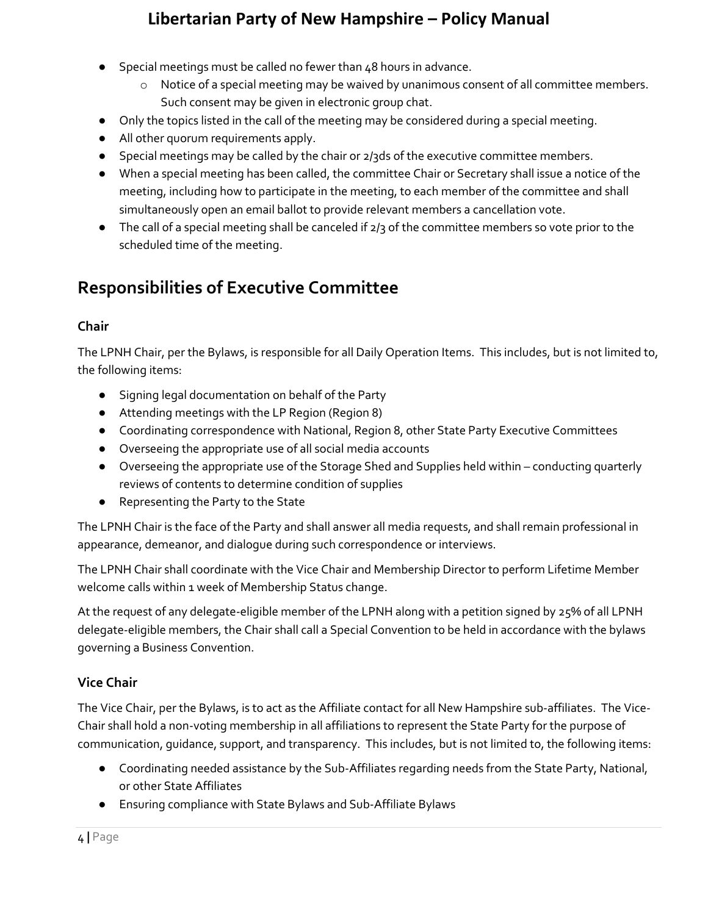- Special meetings must be called no fewer than 48 hours in advance.
  - Notice of a special meeting may be waived by unanimous consent of all committee members. Such consent may be given in electronic group chat.
- Only the topics listed in the call of the meeting may be considered during a special meeting.
- All other quorum requirements apply.
- Special meetings may be called by the chair or 2/3ds of the executive committee members.
- When a special meeting has been called, the committee Chair or Secretary shall issue a notice of the meeting, including how to participate in the meeting, to each member of the committee and shall simultaneously open an email ballot to provide relevant members a cancellation vote.
- The call of a special meeting shall be canceled if 2/3 of the committee members so vote prior to the scheduled time of the meeting.

## Responsibilities of Executive Committee

### Chair

The LPNH Chair, per the Bylaws, is responsible for all Daily Operation Items. This includes, but is not limited to, the following items:

- Signing legal documentation on behalf of the Party
- Attending meetings with the LP Region (Region 8)
- Coordinating correspondence with National, Region 8, other State Party Executive Committees
- Overseeing the appropriate use of all social media accounts
- Overseeing the appropriate use of the Storage Shed and Supplies held within – conducting quarterly reviews of contents to determine condition of supplies
- Representing the Party to the State

The LPNH Chair is the face of the Party and shall answer all media requests, and shall remain professional in appearance, demeanor, and dialogue during such correspondence or interviews.

The LPNH Chair shall coordinate with the Vice Chair and Membership Director to perform Lifetime Member welcome calls within 1 week of Membership Status change.

At the request of any delegate-eligible member of the LPNH along with a petition signed by 25% of all LPNH delegate-eligible members, the Chair shall call a Special Convention to be held in accordance with the bylaws governing a Business Convention.

### Vice Chair

The Vice Chair, per the Bylaws, is to act as the Affiliate contact for all New Hampshire sub-affiliates. The Vice-Chair shall hold a non-voting membership in all affiliations to represent the State Party for the purpose of communication, guidance, support, and transparency. This includes, but is not limited to, the following items:

- Coordinating needed assistance by the Sub-Affiliates regarding needs from the State Party, National, or other State Affiliates
- Ensuring compliance with State Bylaws and Sub-Affiliate Bylaws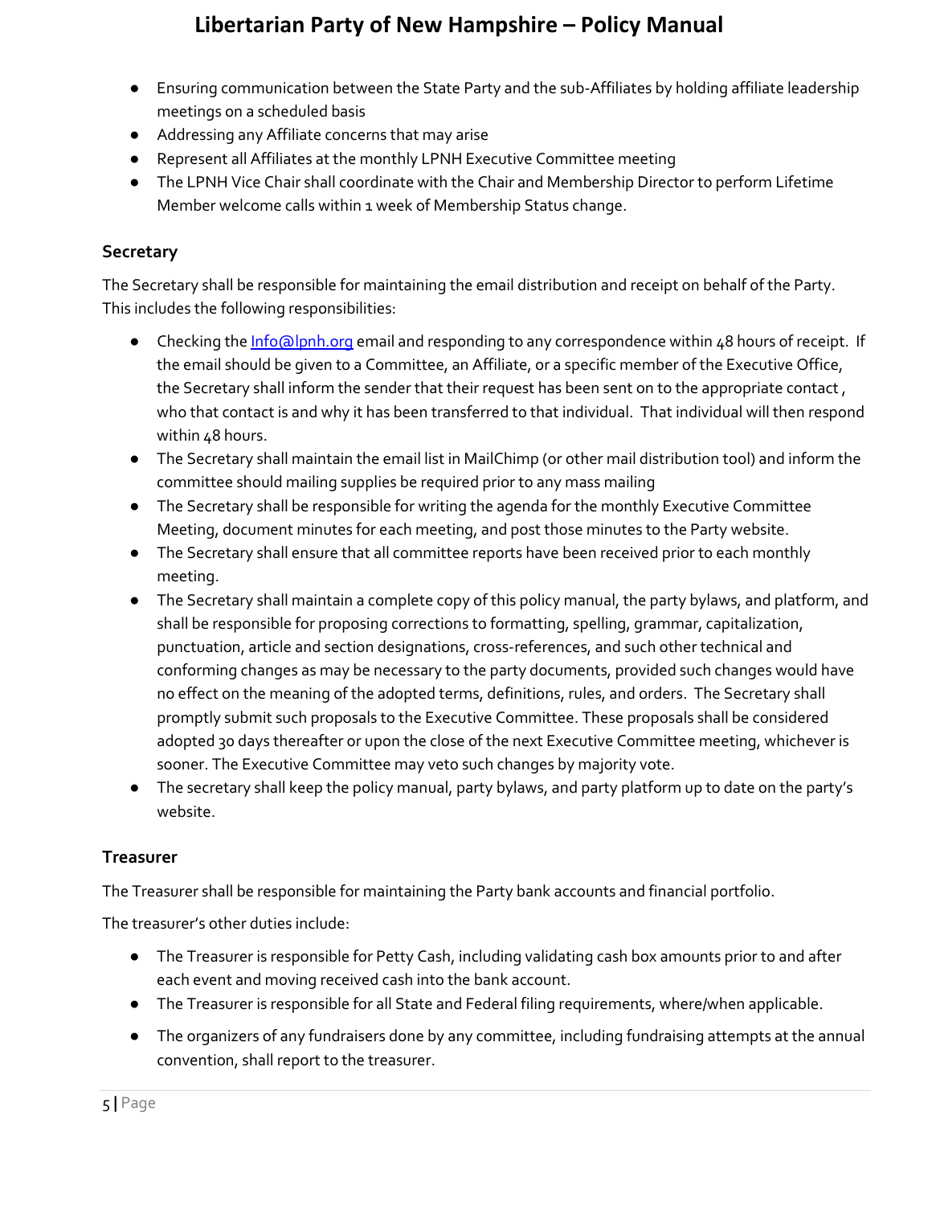- Ensuring communication between the State Party and the sub-Affiliates by holding affiliate leadership meetings on a scheduled basis
- Addressing any Affiliate concerns that may arise
- Represent all Affiliates at the monthly LPNH Executive Committee meeting
- The LPNH Vice Chair shall coordinate with the Chair and Membership Director to perform Lifetime Member welcome calls within 1 week of Membership Status change.

### Secretary

The Secretary shall be responsible for maintaining the email distribution and receipt on behalf of the Party. This includes the following responsibilities:

- Checking the Info@lpnh.org email and responding to any correspondence within 48 hours of receipt. If the email should be given to a Committee, an Affiliate, or a specific member of the Executive Office, the Secretary shall inform the sender that their request has been sent on to the appropriate contact , who that contact is and why it has been transferred to that individual. That individual will then respond within 48 hours.
- The Secretary shall maintain the email list in MailChimp (or other mail distribution tool) and inform the committee should mailing supplies be required prior to any mass mailing
- The Secretary shall be responsible for writing the agenda for the monthly Executive Committee Meeting, document minutes for each meeting, and post those minutes to the Party website.
- The Secretary shall ensure that all committee reports have been received prior to each monthly meeting.
- The Secretary shall maintain a complete copy of this policy manual, the party bylaws, and platform, and shall be responsible for proposing corrections to formatting, spelling, grammar, capitalization, punctuation, article and section designations, cross-references, and such other technical and conforming changes as may be necessary to the party documents, provided such changes would have no effect on the meaning of the adopted terms, definitions, rules, and orders. The Secretary shall promptly submit such proposals to the Executive Committee. These proposals shall be considered adopted 30 days thereafter or upon the close of the next Executive Committee meeting, whichever is sooner. The Executive Committee may veto such changes by majority vote.
- The secretary shall keep the policy manual, party bylaws, and party platform up to date on the party's website.

### Treasurer

The Treasurer shall be responsible for maintaining the Party bank accounts and financial portfolio.

The treasurer's other duties include:

- The Treasurer is responsible for Petty Cash, including validating cash box amounts prior to and after each event and moving received cash into the bank account.
- The Treasurer is responsible for all State and Federal filing requirements, where/when applicable.
- The organizers of any fundraisers done by any committee, including fundraising attempts at the annual convention, shall report to the treasurer.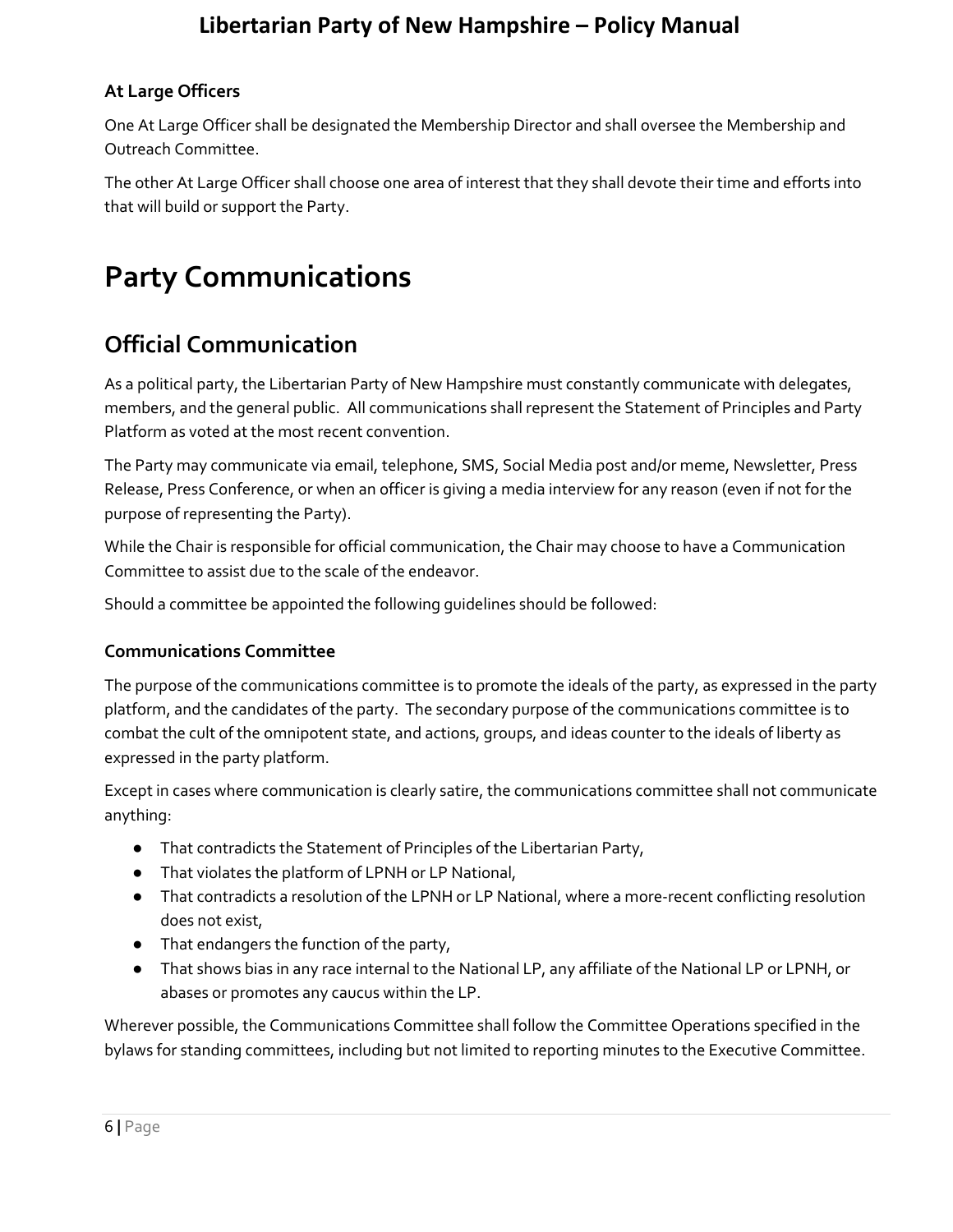### At Large Officers

One At Large Officer shall be designated the Membership Director and shall oversee the Membership and Outreach Committee.

The other At Large Officer shall choose one area of interest that they shall devote their time and efforts into that will build or support the Party.

# Party Communications

## Official Communication

As a political party, the Libertarian Party of New Hampshire must constantly communicate with delegates, members, and the general public. All communications shall represent the Statement of Principles and Party Platform as voted at the most recent convention.

The Party may communicate via email, telephone, SMS, Social Media post and/or meme, Newsletter, Press Release, Press Conference, or when an officer is giving a media interview for any reason (even if not for the purpose of representing the Party).

While the Chair is responsible for official communication, the Chair may choose to have a Communication Committee to assist due to the scale of the endeavor.

Should a committee be appointed the following guidelines should be followed:

### Communications Committee

The purpose of the communications committee is to promote the ideals of the party, as expressed in the party platform, and the candidates of the party. The secondary purpose of the communications committee is to combat the cult of the omnipotent state, and actions, groups, and ideas counter to the ideals of liberty as expressed in the party platform.

Except in cases where communication is clearly satire, the communications committee shall not communicate anything:

- That contradicts the Statement of Principles of the Libertarian Party,
- That violates the platform of LPNH or LP National,
- That contradicts a resolution of the LPNH or LP National, where a more-recent conflicting resolution does not exist,
- That endangers the function of the party,
- That shows bias in any race internal to the National LP, any affiliate of the National LP or LPNH, or abases or promotes any caucus within the LP.

Wherever possible, the Communications Committee shall follow the Committee Operations specified in the bylaws for standing committees, including but not limited to reporting minutes to the Executive Committee.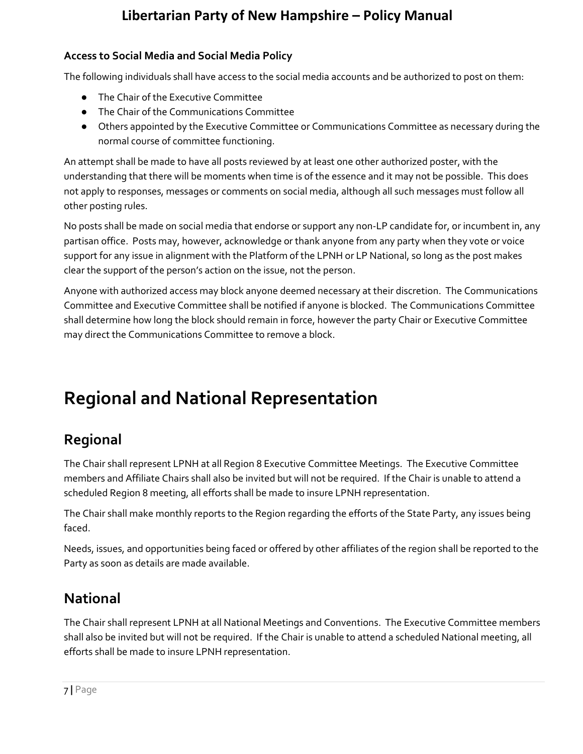### Access to Social Media and Social Media Policy

The following individuals shall have access to the social media accounts and be authorized to post on them:

- The Chair of the Executive Committee
- The Chair of the Communications Committee
- Others appointed by the Executive Committee or Communications Committee as necessary during the normal course of committee functioning.

An attempt shall be made to have all posts reviewed by at least one other authorized poster, with the understanding that there will be moments when time is of the essence and it may not be possible. This does not apply to responses, messages or comments on social media, although all such messages must follow all other posting rules.

No posts shall be made on social media that endorse or support any non-LP candidate for, or incumbent in, any partisan office. Posts may, however, acknowledge or thank anyone from any party when they vote or voice support for any issue in alignment with the Platform of the LPNH or LP National, so long as the post makes clear the support of the person's action on the issue, not the person.

Anyone with authorized access may block anyone deemed necessary at their discretion. The Communications Committee and Executive Committee shall be notified if anyone is blocked. The Communications Committee shall determine how long the block should remain in force, however the party Chair or Executive Committee may direct the Communications Committee to remove a block.

# Regional and National Representation

## Regional

The Chair shall represent LPNH at all Region 8 Executive Committee Meetings. The Executive Committee members and Affiliate Chairs shall also be invited but will not be required. If the Chair is unable to attend a scheduled Region 8 meeting, all efforts shall be made to insure LPNH representation.

The Chair shall make monthly reports to the Region regarding the efforts of the State Party, any issues being faced.

Needs, issues, and opportunities being faced or offered by other affiliates of the region shall be reported to the Party as soon as details are made available.

## National

The Chair shall represent LPNH at all National Meetings and Conventions. The Executive Committee members shall also be invited but will not be required. If the Chair is unable to attend a scheduled National meeting, all efforts shall be made to insure LPNH representation.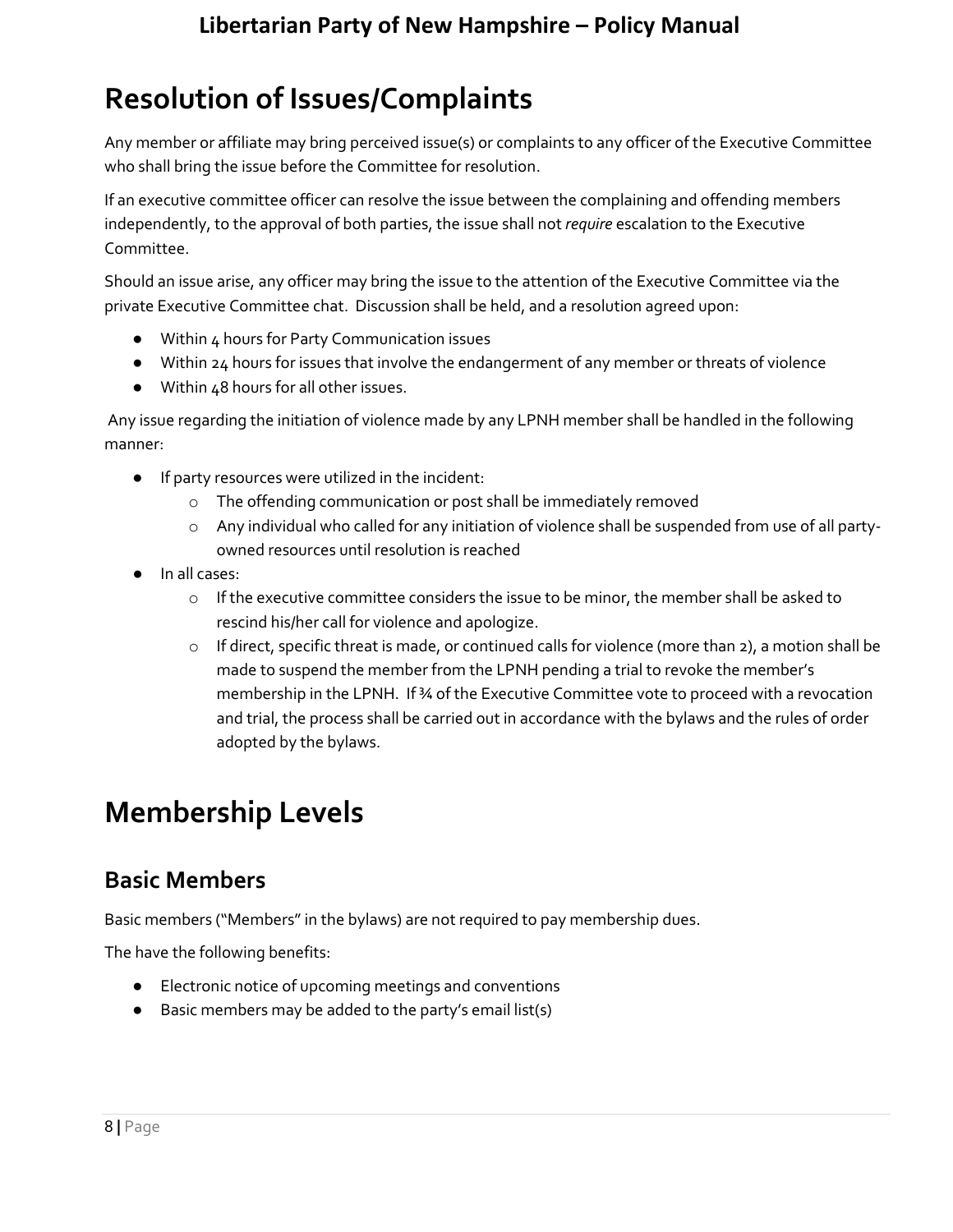# Resolution of Issues/Complaints

Any member or affiliate may bring perceived issue(s) or complaints to any officer of the Executive Committee who shall bring the issue before the Committee for resolution.

If an executive committee officer can resolve the issue between the complaining and offending members independently, to the approval of both parties, the issue shall not *require* escalation to the Executive Committee.

Should an issue arise, any officer may bring the issue to the attention of the Executive Committee via the private Executive Committee chat. Discussion shall be held, and a resolution agreed upon:

- Within 4 hours for Party Communication issues
- Within 24 hours for issues that involve the endangerment of any member or threats of violence
- Within 48 hours for all other issues.

Any issue regarding the initiation of violence made by any LPNH member shall be handled in the following manner:

- If party resources were utilized in the incident:
  - The offending communication or post shall be immediately removed
  - Any individual who called for any initiation of violence shall be suspended from use of all party-owned resources until resolution is reached
- In all cases:
  - If the executive committee considers the issue to be minor, the member shall be asked to rescind his/her call for violence and apologize.
  - If direct, specific threat is made, or continued calls for violence (more than 2), a motion shall be made to suspend the member from the LPNH pending a trial to revoke the member's membership in the LPNH. If ¾ of the Executive Committee vote to proceed with a revocation and trial, the process shall be carried out in accordance with the bylaws and the rules of order adopted by the bylaws.

# Membership Levels

## Basic Members

Basic members ("Members" in the bylaws) are not required to pay membership dues.

The have the following benefits:

- Electronic notice of upcoming meetings and conventions
- Basic members may be added to the party's email list(s)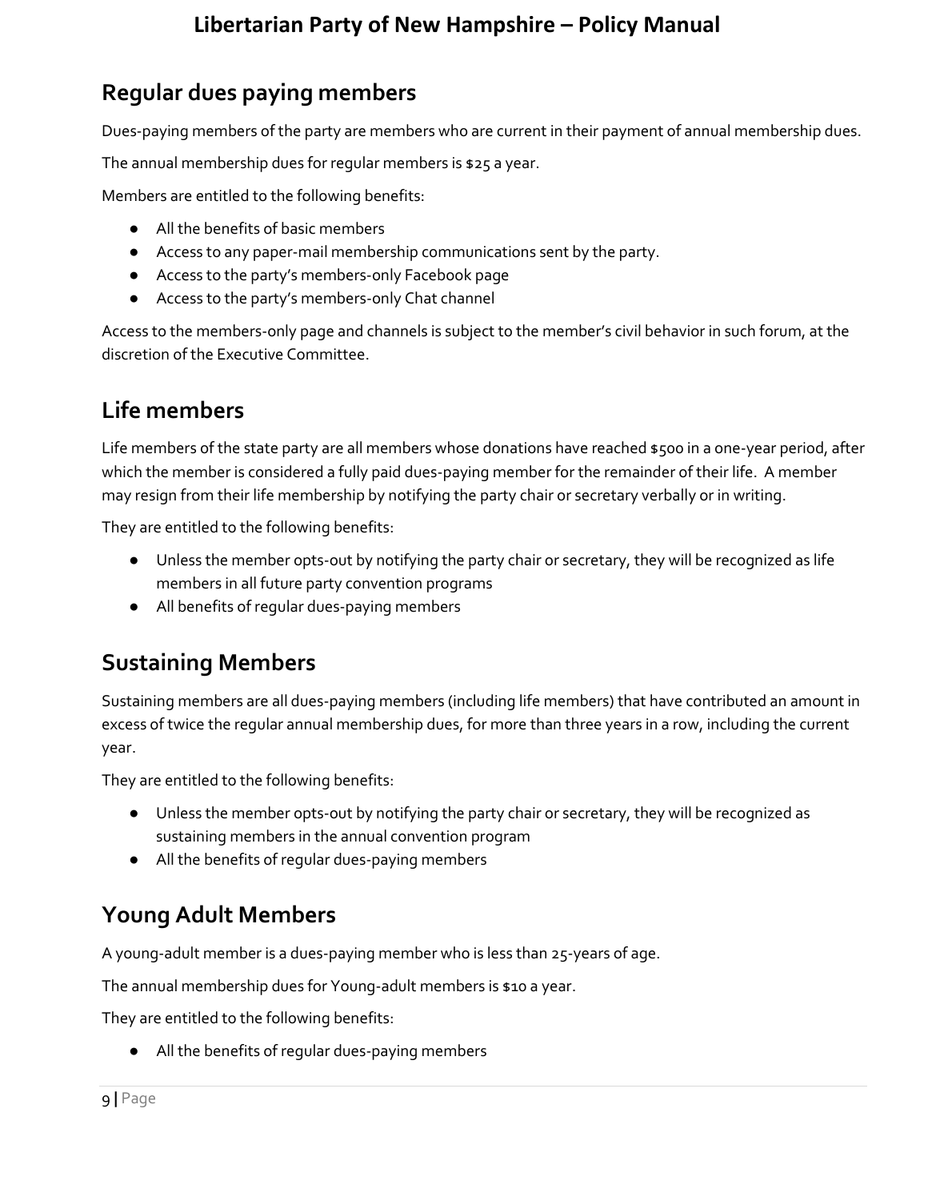## Regular dues paying members

Dues-paying members of the party are members who are current in their payment of annual membership dues.

The annual membership dues for regular members is $25 a year.

Members are entitled to the following benefits:

- All the benefits of basic members
- Access to any paper-mail membership communications sent by the party.
- Access to the party's members-only Facebook page
- Access to the party's members-only Chat channel

Access to the members-only page and channels is subject to the member's civil behavior in such forum, at the discretion of the Executive Committee.

## Life members

Life members of the state party are all members whose donations have reached $500 in a one-year period, after which the member is considered a fully paid dues-paying member for the remainder of their life. A member may resign from their life membership by notifying the party chair or secretary verbally or in writing.

They are entitled to the following benefits:

- Unless the member opts-out by notifying the party chair or secretary, they will be recognized as life members in all future party convention programs
- All benefits of regular dues-paying members

## Sustaining Members

Sustaining members are all dues-paying members (including life members) that have contributed an amount in excess of twice the regular annual membership dues, for more than three years in a row, including the current year.

They are entitled to the following benefits:

- Unless the member opts-out by notifying the party chair or secretary, they will be recognized as sustaining members in the annual convention program
- All the benefits of regular dues-paying members

## Young Adult Members

A young-adult member is a dues-paying member who is less than 25-years of age.

The annual membership dues for Young-adult members is $10 a year.

They are entitled to the following benefits:

- All the benefits of regular dues-paying members